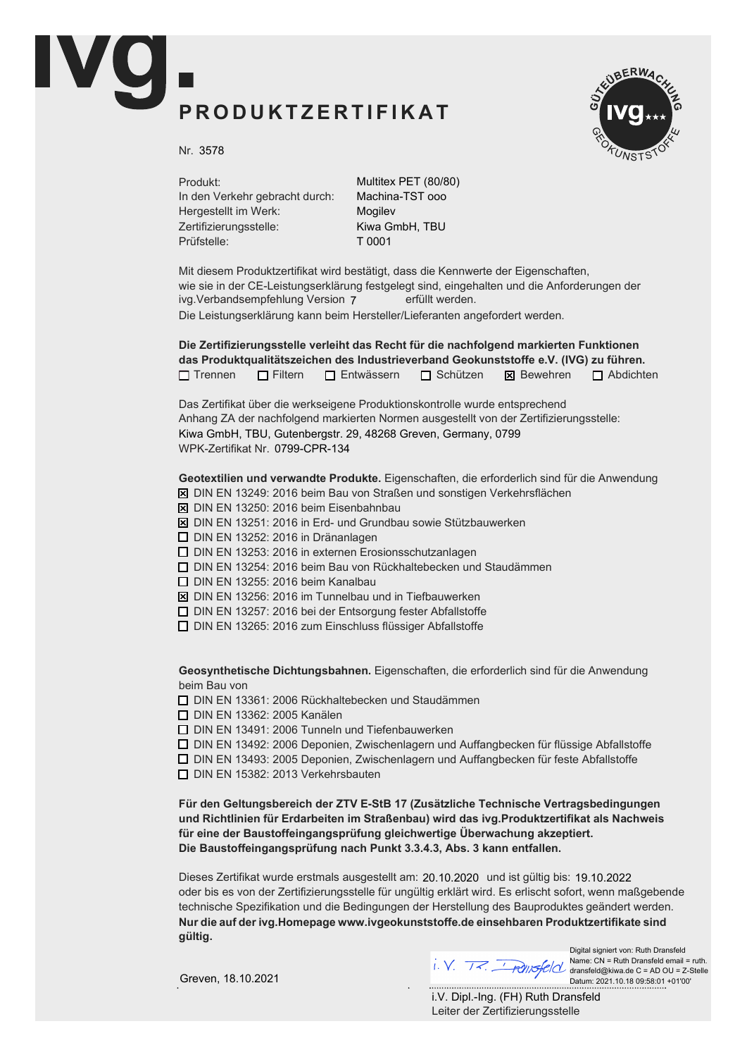# ivg.

## PRODUKTZERTIFIKAT

Nr. 3578

| | |
|---|---|
| Produkt: | Multitex PET (80/80) |
| In den Verkehr gebracht durch: | Machina-TST ooo |
| Hergestellt im Werk: | Mogilev |
| Zertifizierungsstelle: | Kiwa GmbH, TBU |
| Prüfstelle: | T 0001 |

Mit diesem Produktzertifikat wird bestätigt, dass die Kennwerte der Eigenschaften, wie sie in der CE-Leistungserklärung festgelegt sind, eingehalten und die Anforderungen der ivg.Verbandsempfehlung Version 7 erfüllt werden.
Die Leistungserklärung kann beim Hersteller/Lieferanten angefordert werden.

**Die Zertifizierungsstelle verleiht das Recht für die nachfolgend markierten Funktionen das Produktqualitätszeichen des Industrieverband Geokunststoffe e.V. (IVG) zu führen.**

☐ Trennen ☐ Filtern ☐ Entwässern ☐ Schützen ☒ Bewehren ☐ Abdichten

Das Zertifikat über die werkseigene Produktionskontrolle wurde entsprechend Anhang ZA der nachfolgend markierten Normen ausgestellt von der Zertifizierungsstelle:
Kiwa GmbH, TBU, Gutenbergstr. 29, 48268 Greven, Germany, 0799
WPK-Zertifikat Nr. 0799-CPR-134

**Geotextilien und verwandte Produkte.** Eigenschaften, die erforderlich sind für die Anwendung

- ☒ DIN EN 13249: 2016 beim Bau von Straßen und sonstigen Verkehrsflächen
- ☒ DIN EN 13250: 2016 beim Eisenbahnbau
- ☒ DIN EN 13251: 2016 in Erd- und Grundbau sowie Stützbauwerken
- ☐ DIN EN 13252: 2016 in Dränanlagen
- ☐ DIN EN 13253: 2016 in externen Erosionsschutzanlagen
- ☐ DIN EN 13254: 2016 beim Bau von Rückhaltebecken und Staudämmen
- ☐ DIN EN 13255: 2016 beim Kanalbau
- ☒ DIN EN 13256: 2016 im Tunnelbau und in Tiefbauwerken
- ☐ DIN EN 13257: 2016 bei der Entsorgung fester Abfallstoffe
- ☐ DIN EN 13265: 2016 zum Einschluss flüssiger Abfallstoffe

**Geosynthetische Dichtungsbahnen.** Eigenschaften, die erforderlich sind für die Anwendung beim Bau von

- ☐ DIN EN 13361: 2006 Rückhaltebecken und Staudämmen
- ☐ DIN EN 13362: 2005 Kanälen
- ☐ DIN EN 13491: 2006 Tunneln und Tiefenbauwerken
- ☐ DIN EN 13492: 2006 Deponien, Zwischenlagern und Auffangbecken für flüssige Abfallstoffe
- ☐ DIN EN 13493: 2005 Deponien, Zwischenlagern und Auffangbecken für feste Abfallstoffe
- ☐ DIN EN 15382: 2013 Verkehrsbauten

**Für den Geltungsbereich der ZTV E-StB 17 (Zusätzliche Technische Vertragsbedingungen und Richtlinien für Erdarbeiten im Straßenbau) wird das ivg.Produktzertifikat als Nachweis für eine der Baustoffeingangsprüfung gleichwertige Überwachung akzeptiert. Die Baustoffeingangsprüfung nach Punkt 3.3.4.3, Abs. 3 kann entfallen.**

Dieses Zertifikat wurde erstmals ausgestellt am: 20.10.2020 und ist gültig bis: 19.10.2022 oder bis es von der Zertifizierungsstelle für ungültig erklärt wird. Es erlischt sofort, wenn maßgebende technische Spezifikation und die Bedingungen der Herstellung des Bauproduktes geändert werden.
**Nur die auf der ivg.Homepage www.ivgeokunststoffe.de einsehbaren Produktzertifikate sind gültig.**

Greven, 18.10.2021

i.V. R. Dransfeld

Digital signiert von: Ruth Dransfeld
Name: CN = Ruth Dransfeld email = ruth.dransfeld@kiwa.de C = AD OU = Z-Stelle
Datum: 2021.10.18 09:58:01 +01'00'

i.V. Dipl.-Ing. (FH) Ruth Dransfeld
Leiter der Zertifizierungsstelle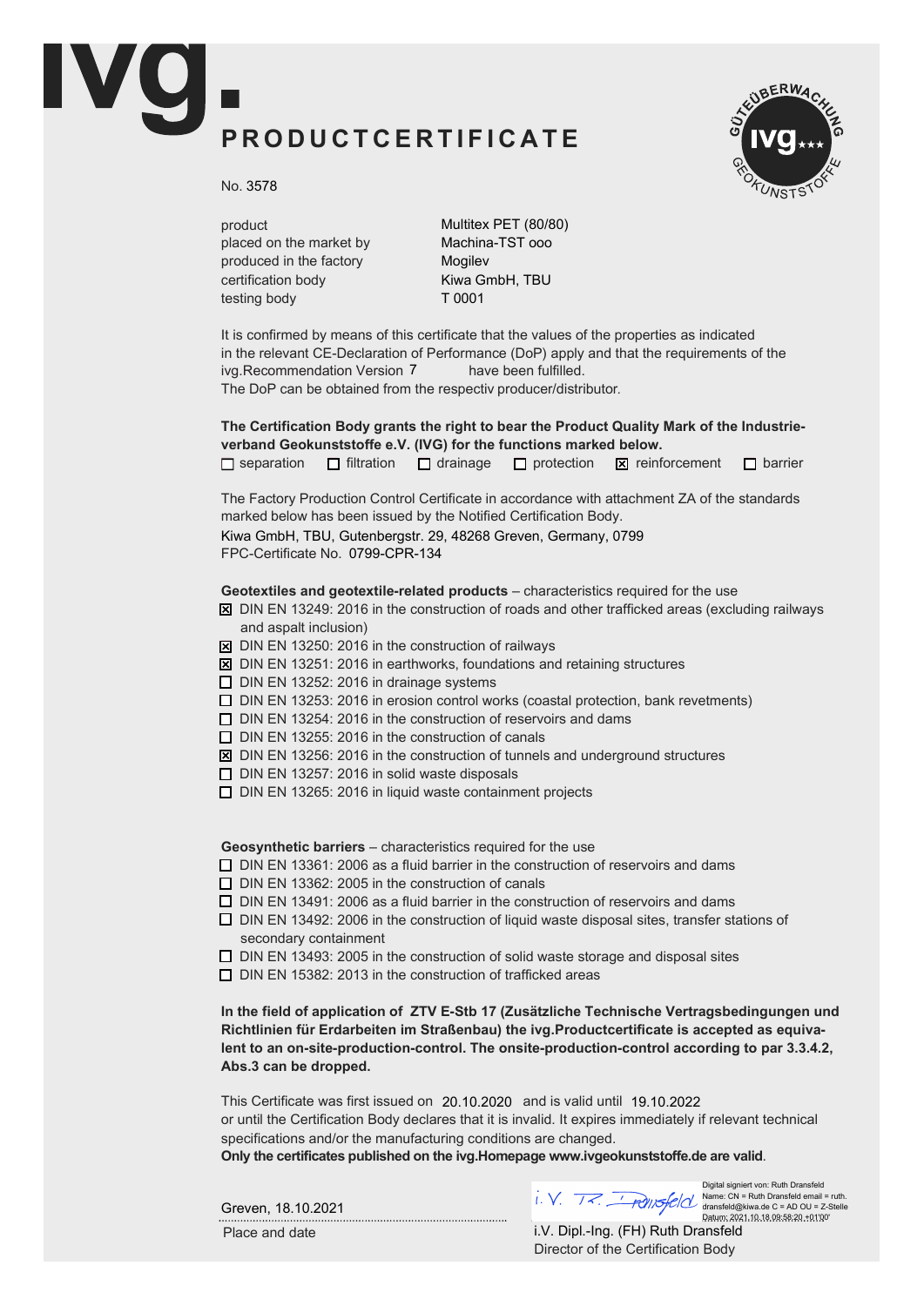# ivg.

## PRODUCTCERTIFICATE

No. 3578

| | |
|---|---|
| product | Multitex PET (80/80) |
| placed on the market by | Machina-TST ooo |
| produced in the factory | Mogilev |
| certification body | Kiwa GmbH, TBU |
| testing body | T 0001 |

It is confirmed by means of this certificate that the values of the properties as indicated in the relevant CE-Declaration of Performance (DoP) apply and that the requirements of the ivg.Recommendation Version 7 have been fulfilled.
The DoP can be obtained from the respectiv producer/distributor.

**The Certification Body grants the right to bear the Product Quality Mark of the Industrieverband Geokunststoffe e.V. (IVG) for the functions marked below.**

☐ separation ☐ filtration ☐ drainage ☐ protection ☒ reinforcement ☐ barrier

The Factory Production Control Certificate in accordance with attachment ZA of the standards marked below has been issued by the Notified Certification Body.
Kiwa GmbH, TBU, Gutenbergstr. 29, 48268 Greven, Germany, 0799
FPC-Certificate No. 0799-CPR-134

**Geotextiles and geotextile-related products** – characteristics required for the use

- ☒ DIN EN 13249: 2016 in the construction of roads and other trafficked areas (excluding railways and aspalt inclusion)
- ☒ DIN EN 13250: 2016 in the construction of railways
- ☒ DIN EN 13251: 2016 in earthworks, foundations and retaining structures
- ☐ DIN EN 13252: 2016 in drainage systems
- ☐ DIN EN 13253: 2016 in erosion control works (coastal protection, bank revetments)
- ☐ DIN EN 13254: 2016 in the construction of reservoirs and dams
- ☐ DIN EN 13255: 2016 in the construction of canals
- ☒ DIN EN 13256: 2016 in the construction of tunnels and underground structures
- ☐ DIN EN 13257: 2016 in solid waste disposals
- ☐ DIN EN 13265: 2016 in liquid waste containment projects

**Geosynthetic barriers** – characteristics required for the use

- ☐ DIN EN 13361: 2006 as a fluid barrier in the construction of reservoirs and dams
- ☐ DIN EN 13362: 2005 in the construction of canals
- ☐ DIN EN 13491: 2006 as a fluid barrier in the construction of reservoirs and dams
- ☐ DIN EN 13492: 2006 in the construction of liquid waste disposal sites, transfer stations of secondary containment
- ☐ DIN EN 13493: 2005 in the construction of solid waste storage and disposal sites
- ☐ DIN EN 15382: 2013 in the construction of trafficked areas

**In the field of application of ZTV E-Stb 17 (Zusätzliche Technische Vertragsbedingungen und Richtlinien für Erdarbeiten im Straßenbau) the ivg.Productcertificate is accepted as equivalent to an on-site-production-control. The onsite-production-control according to par 3.3.4.2, Abs.3 can be dropped.**

This Certificate was first issued on 20.10.2020 and is valid until 19.10.2022 or until the Certification Body declares that it is invalid. It expires immediately if relevant technical specifications and/or the manufacturing conditions are changed.
**Only the certificates published on the ivg.Homepage www.ivgeokunststoffe.de are valid**.

Greven, 18.10.2021
Place and date

i.V. R. Dransfeld

Digital signiert von: Ruth Dransfeld
Name: CN = Ruth Dransfeld email = ruth.dransfeld@kiwa.de C = AD OU = Z-Stelle
Datum: 2021.10.18 09:58:20 +01'00'

i.V. Dipl.-Ing. (FH) Ruth Dransfeld
Director of the Certification Body